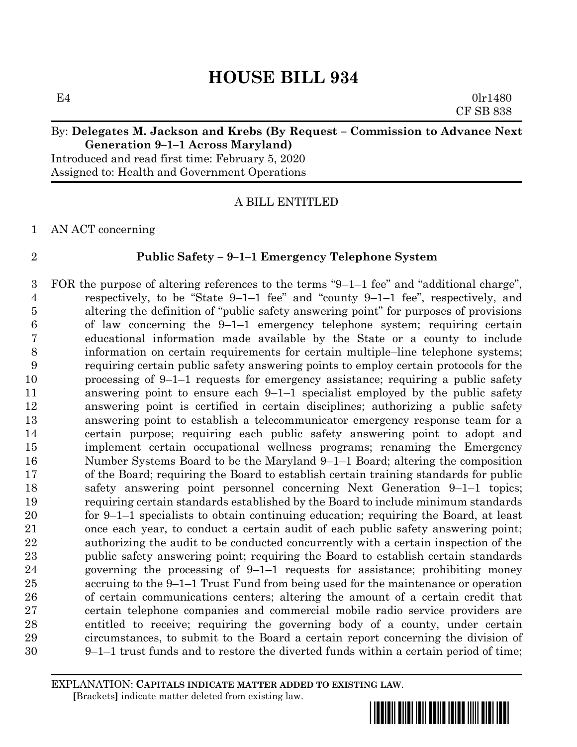# HOUSE BILL 934

E4 0lr1480
CF SB 838

By: **Delegates M. Jackson and Krebs (By Request – Commission to Advance Next Generation 9–1–1 Across Maryland)**
Introduced and read first time: February 5, 2020
Assigned to: Health and Government Operations

A BILL ENTITLED

AN ACT concerning

**Public Safety – 9–1–1 Emergency Telephone System**

FOR the purpose of altering references to the terms "9–1–1 fee" and "additional charge", respectively, to be "State 9–1–1 fee" and "county 9–1–1 fee", respectively, and altering the definition of "public safety answering point" for purposes of provisions of law concerning the 9–1–1 emergency telephone system; requiring certain educational information made available by the State or a county to include information on certain requirements for certain multiple–line telephone systems; requiring certain public safety answering points to employ certain protocols for the processing of 9–1–1 requests for emergency assistance; requiring a public safety answering point to ensure each 9–1–1 specialist employed by the public safety answering point is certified in certain disciplines; authorizing a public safety answering point to establish a telecommunicator emergency response team for a certain purpose; requiring each public safety answering point to adopt and implement certain occupational wellness programs; renaming the Emergency Number Systems Board to be the Maryland 9–1–1 Board; altering the composition of the Board; requiring the Board to establish certain training standards for public safety answering point personnel concerning Next Generation 9–1–1 topics; requiring certain standards established by the Board to include minimum standards for 9–1–1 specialists to obtain continuing education; requiring the Board, at least once each year, to conduct a certain audit of each public safety answering point; authorizing the audit to be conducted concurrently with a certain inspection of the public safety answering point; requiring the Board to establish certain standards governing the processing of 9–1–1 requests for assistance; prohibiting money accruing to the 9–1–1 Trust Fund from being used for the maintenance or operation of certain communications centers; altering the amount of a certain credit that certain telephone companies and commercial mobile radio service providers are entitled to receive; requiring the governing body of a county, under certain circumstances, to submit to the Board a certain report concerning the division of 9–1–1 trust funds and to restore the diverted funds within a certain period of time;

EXPLANATION: **CAPITALS INDICATE MATTER ADDED TO EXISTING LAW**.
[Brackets] indicate matter deleted from existing law.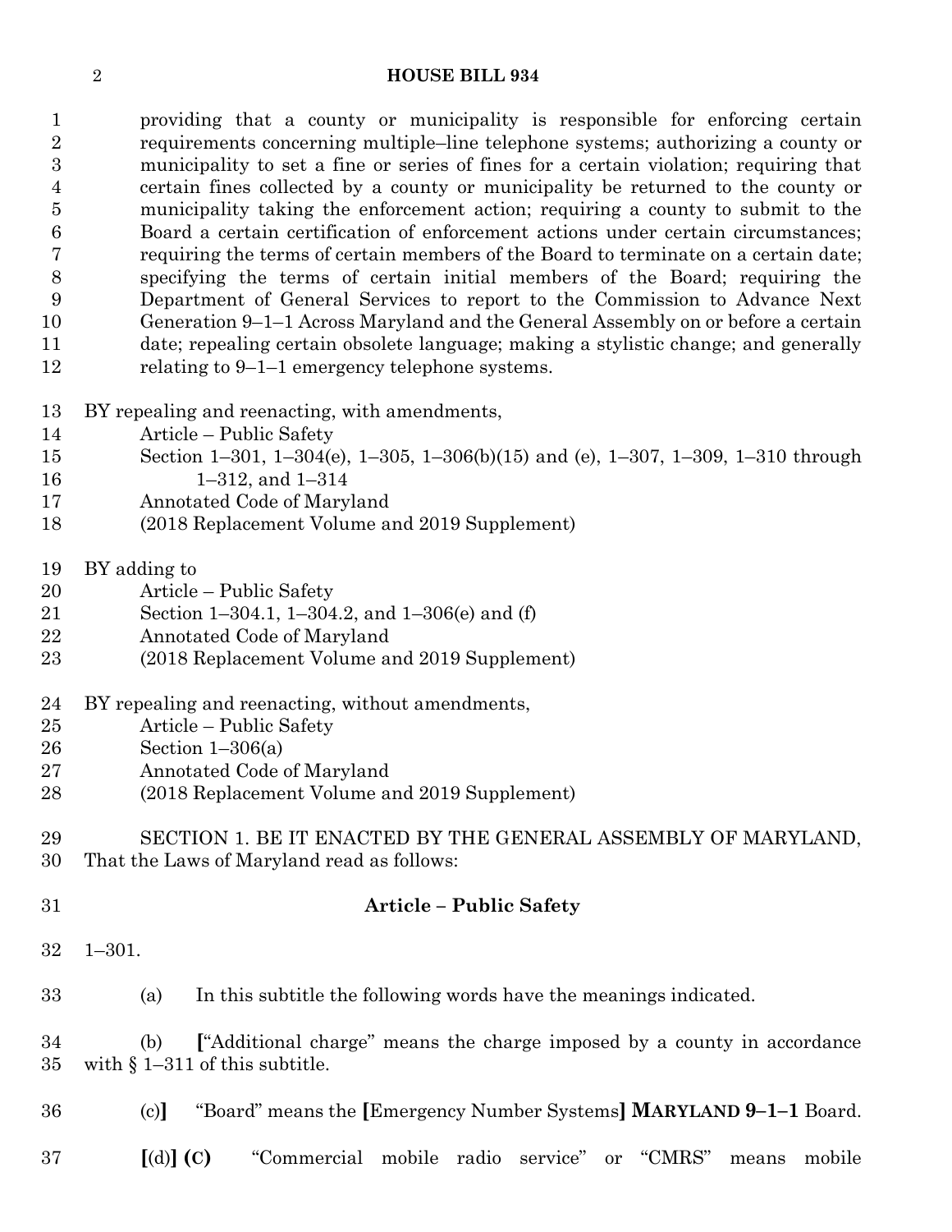providing that a county or municipality is responsible for enforcing certain requirements concerning multiple–line telephone systems; authorizing a county or municipality to set a fine or series of fines for a certain violation; requiring that certain fines collected by a county or municipality be returned to the county or municipality taking the enforcement action; requiring a county to submit to the Board a certain certification of enforcement actions under certain circumstances; requiring the terms of certain members of the Board to terminate on a certain date; specifying the terms of certain initial members of the Board; requiring the Department of General Services to report to the Commission to Advance Next Generation 9–1–1 Across Maryland and the General Assembly on or before a certain date; repealing certain obsolete language; making a stylistic change; and generally relating to 9–1–1 emergency telephone systems.

BY repealing and reenacting, with amendments,
Article – Public Safety
Section 1–301, 1–304(e), 1–305, 1–306(b)(15) and (e), 1–307, 1–309, 1–310 through 1–312, and 1–314
Annotated Code of Maryland
(2018 Replacement Volume and 2019 Supplement)

BY adding to
Article – Public Safety
Section 1–304.1, 1–304.2, and 1–306(e) and (f)
Annotated Code of Maryland
(2018 Replacement Volume and 2019 Supplement)

BY repealing and reenacting, without amendments,
Article – Public Safety
Section 1–306(a)
Annotated Code of Maryland
(2018 Replacement Volume and 2019 Supplement)

SECTION 1. BE IT ENACTED BY THE GENERAL ASSEMBLY OF MARYLAND, That the Laws of Maryland read as follows:

**Article – Public Safety**

1–301.

(a) In this subtitle the following words have the meanings indicated.

(b) **[**“Additional charge” means the charge imposed by a county in accordance with § 1–311 of this subtitle.

(c)**]** “Board” means the **[**Emergency Number Systems**]** **MARYLAND 9–1–1** Board.

**[**(d)**]** **(C)** “Commercial mobile radio service” or “CMRS” means mobile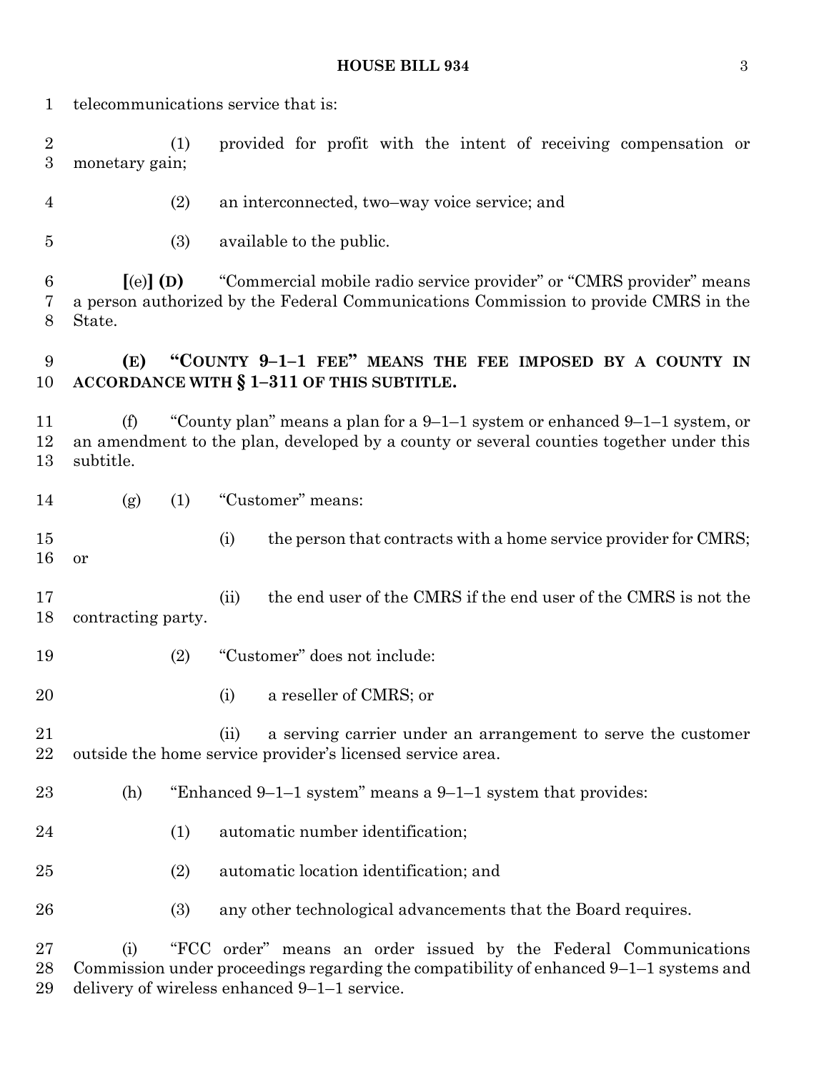telecommunications service that is:

(1) provided for profit with the intent of receiving compensation or monetary gain;

(2) an interconnected, two–way voice service; and

(3) available to the public.

**[**(e)**] (D)** "Commercial mobile radio service provider" or "CMRS provider" means a person authorized by the Federal Communications Commission to provide CMRS in the State.

**(E) "COUNTY 9–1–1 FEE" MEANS THE FEE IMPOSED BY A COUNTY IN ACCORDANCE WITH § 1–311 OF THIS SUBTITLE.**

(f) "County plan" means a plan for a 9–1–1 system or enhanced 9–1–1 system, or an amendment to the plan, developed by a county or several counties together under this subtitle.

(g) (1) "Customer" means:

(i) the person that contracts with a home service provider for CMRS; or

(ii) the end user of the CMRS if the end user of the CMRS is not the contracting party.

(2) "Customer" does not include:

(i) a reseller of CMRS; or

(ii) a serving carrier under an arrangement to serve the customer outside the home service provider's licensed service area.

(h) "Enhanced 9–1–1 system" means a 9–1–1 system that provides:

(1) automatic number identification;

(2) automatic location identification; and

(3) any other technological advancements that the Board requires.

(i) "FCC order" means an order issued by the Federal Communications Commission under proceedings regarding the compatibility of enhanced 9–1–1 systems and delivery of wireless enhanced 9–1–1 service.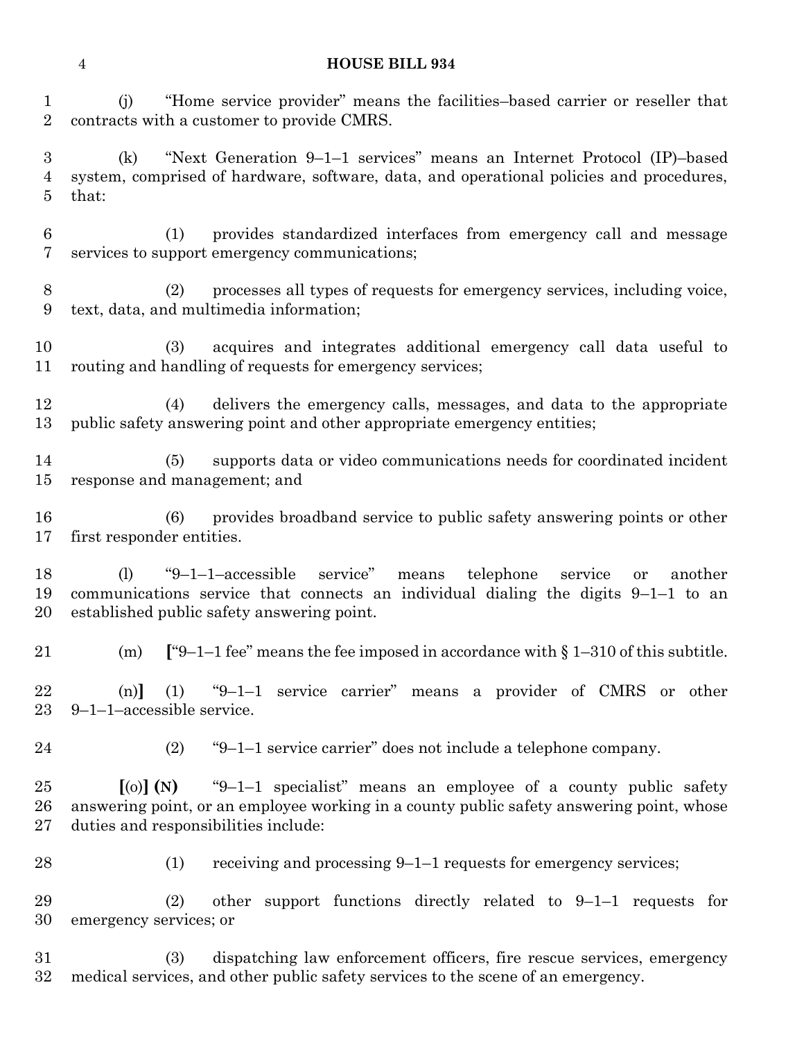(j) "Home service provider" means the facilities–based carrier or reseller that contracts with a customer to provide CMRS.

(k) "Next Generation 9–1–1 services" means an Internet Protocol (IP)–based system, comprised of hardware, software, data, and operational policies and procedures, that:

(1) provides standardized interfaces from emergency call and message services to support emergency communications;

(2) processes all types of requests for emergency services, including voice, text, data, and multimedia information;

(3) acquires and integrates additional emergency call data useful to routing and handling of requests for emergency services;

(4) delivers the emergency calls, messages, and data to the appropriate public safety answering point and other appropriate emergency entities;

(5) supports data or video communications needs for coordinated incident response and management; and

(6) provides broadband service to public safety answering points or other first responder entities.

(l) "9–1–1–accessible service" means telephone service or another communications service that connects an individual dialing the digits 9–1–1 to an established public safety answering point.

(m) **[**"9–1–1 fee" means the fee imposed in accordance with § 1–310 of this subtitle.

(n)**]** (1) "9–1–1 service carrier" means a provider of CMRS or other 9–1–1–accessible service.

(2) "9–1–1 service carrier" does not include a telephone company.

**[**(o)**]** **(N)** "9–1–1 specialist" means an employee of a county public safety answering point, or an employee working in a county public safety answering point, whose duties and responsibilities include:

(1) receiving and processing 9–1–1 requests for emergency services;

(2) other support functions directly related to 9–1–1 requests for emergency services; or

(3) dispatching law enforcement officers, fire rescue services, emergency medical services, and other public safety services to the scene of an emergency.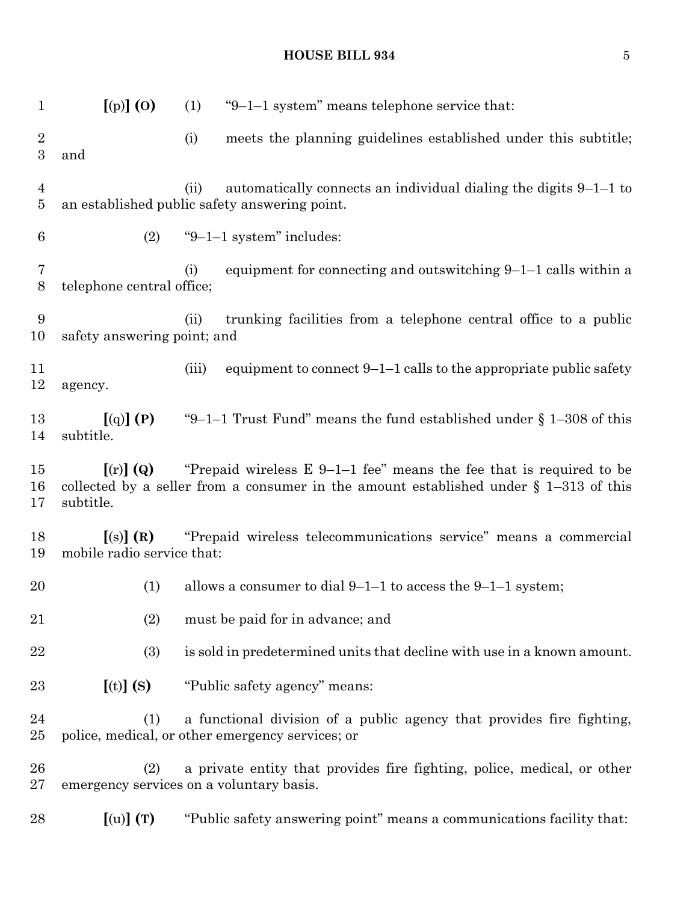**[**(p)**] (O)** (1) "9–1–1 system" means telephone service that:

(i) meets the planning guidelines established under this subtitle; and

(ii) automatically connects an individual dialing the digits 9–1–1 to an established public safety answering point.

(2) "9–1–1 system" includes:

(i) equipment for connecting and outswitching 9–1–1 calls within a telephone central office;

(ii) trunking facilities from a telephone central office to a public safety answering point; and

(iii) equipment to connect 9–1–1 calls to the appropriate public safety agency.

**[**(q)**] (P)** "9–1–1 Trust Fund" means the fund established under § 1–308 of this subtitle.

**[**(r)**] (Q)** "Prepaid wireless E 9–1–1 fee" means the fee that is required to be collected by a seller from a consumer in the amount established under § 1–313 of this subtitle.

**[**(s)**] (R)** "Prepaid wireless telecommunications service" means a commercial mobile radio service that:

(1) allows a consumer to dial 9–1–1 to access the 9–1–1 system;

(2) must be paid for in advance; and

(3) is sold in predetermined units that decline with use in a known amount.

**[**(t)**] (S)** "Public safety agency" means:

(1) a functional division of a public agency that provides fire fighting, police, medical, or other emergency services; or

(2) a private entity that provides fire fighting, police, medical, or other emergency services on a voluntary basis.

**[**(u)**] (T)** "Public safety answering point" means a communications facility that: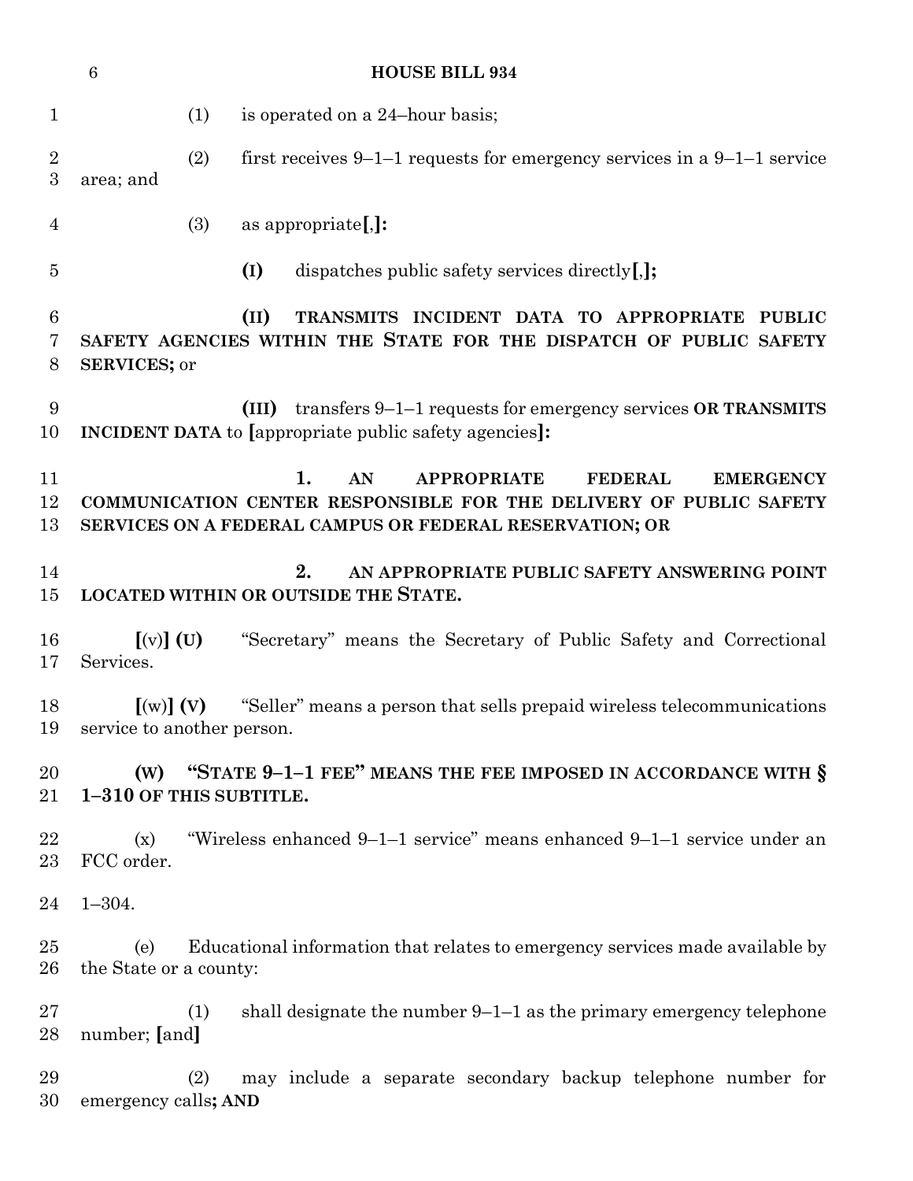(1) is operated on a 24–hour basis;

(2) first receives 9–1–1 requests for emergency services in a 9–1–1 service area; and

(3) as appropriate**[**,**]:**

**(I)** dispatches public safety services directly**[**,**];**

**(II) TRANSMITS INCIDENT DATA TO APPROPRIATE PUBLIC SAFETY AGENCIES WITHIN THE STATE FOR THE DISPATCH OF PUBLIC SAFETY SERVICES;** or

**(III)** transfers 9–1–1 requests for emergency services **OR TRANSMITS INCIDENT DATA** to **[**appropriate public safety agencies**]:**

**1. AN APPROPRIATE FEDERAL EMERGENCY COMMUNICATION CENTER RESPONSIBLE FOR THE DELIVERY OF PUBLIC SAFETY SERVICES ON A FEDERAL CAMPUS OR FEDERAL RESERVATION; OR**

**2. AN APPROPRIATE PUBLIC SAFETY ANSWERING POINT LOCATED WITHIN OR OUTSIDE THE STATE.**

**[**(v)**] (U)** "Secretary" means the Secretary of Public Safety and Correctional Services.

**[**(w)**] (V)** "Seller" means a person that sells prepaid wireless telecommunications service to another person.

**(W) "STATE 9–1–1 FEE" MEANS THE FEE IMPOSED IN ACCORDANCE WITH § 1–310 OF THIS SUBTITLE.**

(x) "Wireless enhanced 9–1–1 service" means enhanced 9–1–1 service under an FCC order.

1–304.

(e) Educational information that relates to emergency services made available by the State or a county:

(1) shall designate the number 9–1–1 as the primary emergency telephone number; **[**and**]**

(2) may include a separate secondary backup telephone number for emergency calls**; AND**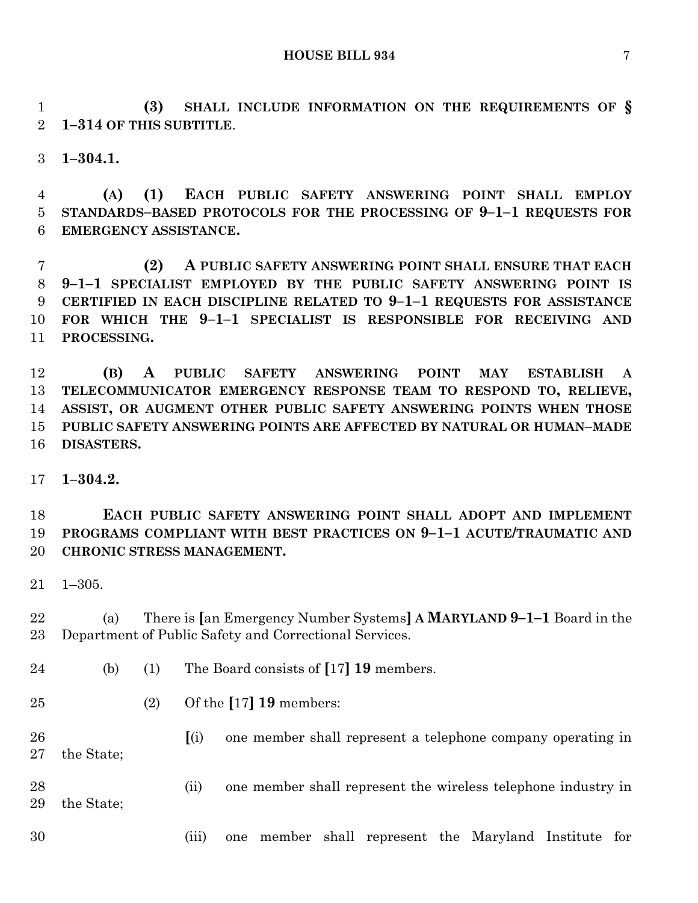**(3) SHALL INCLUDE INFORMATION ON THE REQUIREMENTS OF § 1–314 OF THIS SUBTITLE**.

**1–304.1.**

**(A) (1) EACH PUBLIC SAFETY ANSWERING POINT SHALL EMPLOY STANDARDS–BASED PROTOCOLS FOR THE PROCESSING OF 9–1–1 REQUESTS FOR EMERGENCY ASSISTANCE.**

**(2) A PUBLIC SAFETY ANSWERING POINT SHALL ENSURE THAT EACH 9–1–1 SPECIALIST EMPLOYED BY THE PUBLIC SAFETY ANSWERING POINT IS CERTIFIED IN EACH DISCIPLINE RELATED TO 9–1–1 REQUESTS FOR ASSISTANCE FOR WHICH THE 9–1–1 SPECIALIST IS RESPONSIBLE FOR RECEIVING AND PROCESSING.**

**(B) A PUBLIC SAFETY ANSWERING POINT MAY ESTABLISH A TELECOMMUNICATOR EMERGENCY RESPONSE TEAM TO RESPOND TO, RELIEVE, ASSIST, OR AUGMENT OTHER PUBLIC SAFETY ANSWERING POINTS WHEN THOSE PUBLIC SAFETY ANSWERING POINTS ARE AFFECTED BY NATURAL OR HUMAN–MADE DISASTERS.**

**1–304.2.**

**EACH PUBLIC SAFETY ANSWERING POINT SHALL ADOPT AND IMPLEMENT PROGRAMS COMPLIANT WITH BEST PRACTICES ON 9–1–1 ACUTE/TRAUMATIC AND CHRONIC STRESS MANAGEMENT.**

1–305.

(a) There is **[**an Emergency Number Systems**]** **A MARYLAND 9–1–1** Board in the Department of Public Safety and Correctional Services.

(b) (1) The Board consists of **[**17**]** **19** members.

(2) Of the **[**17**]** **19** members:

**[**(i) one member shall represent a telephone company operating in the State;

(ii) one member shall represent the wireless telephone industry in the State;

(iii) one member shall represent the Maryland Institute for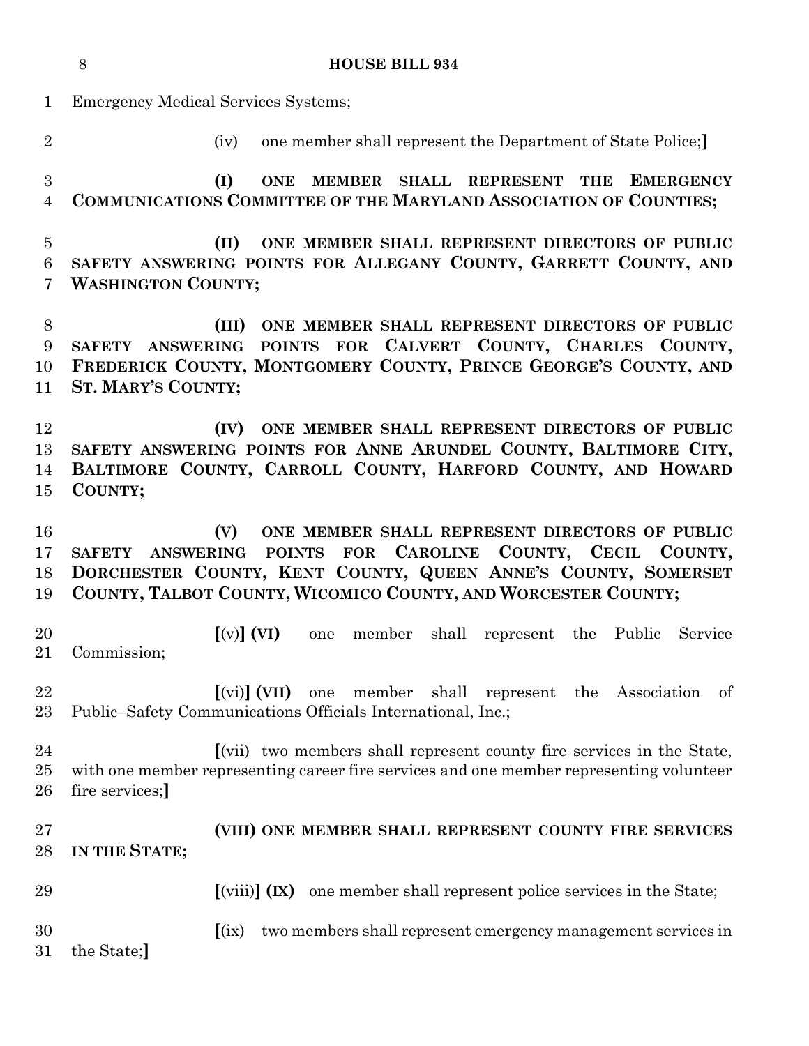Emergency Medical Services Systems;

(iv) one member shall represent the Department of State Police;]

**(I) ONE MEMBER SHALL REPRESENT THE EMERGENCY COMMUNICATIONS COMMITTEE OF THE MARYLAND ASSOCIATION OF COUNTIES;**

**(II) ONE MEMBER SHALL REPRESENT DIRECTORS OF PUBLIC SAFETY ANSWERING POINTS FOR ALLEGANY COUNTY, GARRETT COUNTY, AND WASHINGTON COUNTY;**

**(III) ONE MEMBER SHALL REPRESENT DIRECTORS OF PUBLIC SAFETY ANSWERING POINTS FOR CALVERT COUNTY, CHARLES COUNTY, FREDERICK COUNTY, MONTGOMERY COUNTY, PRINCE GEORGE'S COUNTY, AND ST. MARY'S COUNTY;**

**(IV) ONE MEMBER SHALL REPRESENT DIRECTORS OF PUBLIC SAFETY ANSWERING POINTS FOR ANNE ARUNDEL COUNTY, BALTIMORE CITY, BALTIMORE COUNTY, CARROLL COUNTY, HARFORD COUNTY, AND HOWARD COUNTY;**

**(V) ONE MEMBER SHALL REPRESENT DIRECTORS OF PUBLIC SAFETY ANSWERING POINTS FOR CAROLINE COUNTY, CECIL COUNTY, DORCHESTER COUNTY, KENT COUNTY, QUEEN ANNE'S COUNTY, SOMERSET COUNTY, TALBOT COUNTY, WICOMICO COUNTY, AND WORCESTER COUNTY;**

[(v)] **(VI)** one member shall represent the Public Service Commission;

[(vi)] **(VII)** one member shall represent the Association of Public–Safety Communications Officials International, Inc.;

[(vii) two members shall represent county fire services in the State, with one member representing career fire services and one member representing volunteer fire services;]

**(VIII) ONE MEMBER SHALL REPRESENT COUNTY FIRE SERVICES IN THE STATE;**

[(viii)] **(IX)** one member shall represent police services in the State;

[(ix) two members shall represent emergency management services in the State;]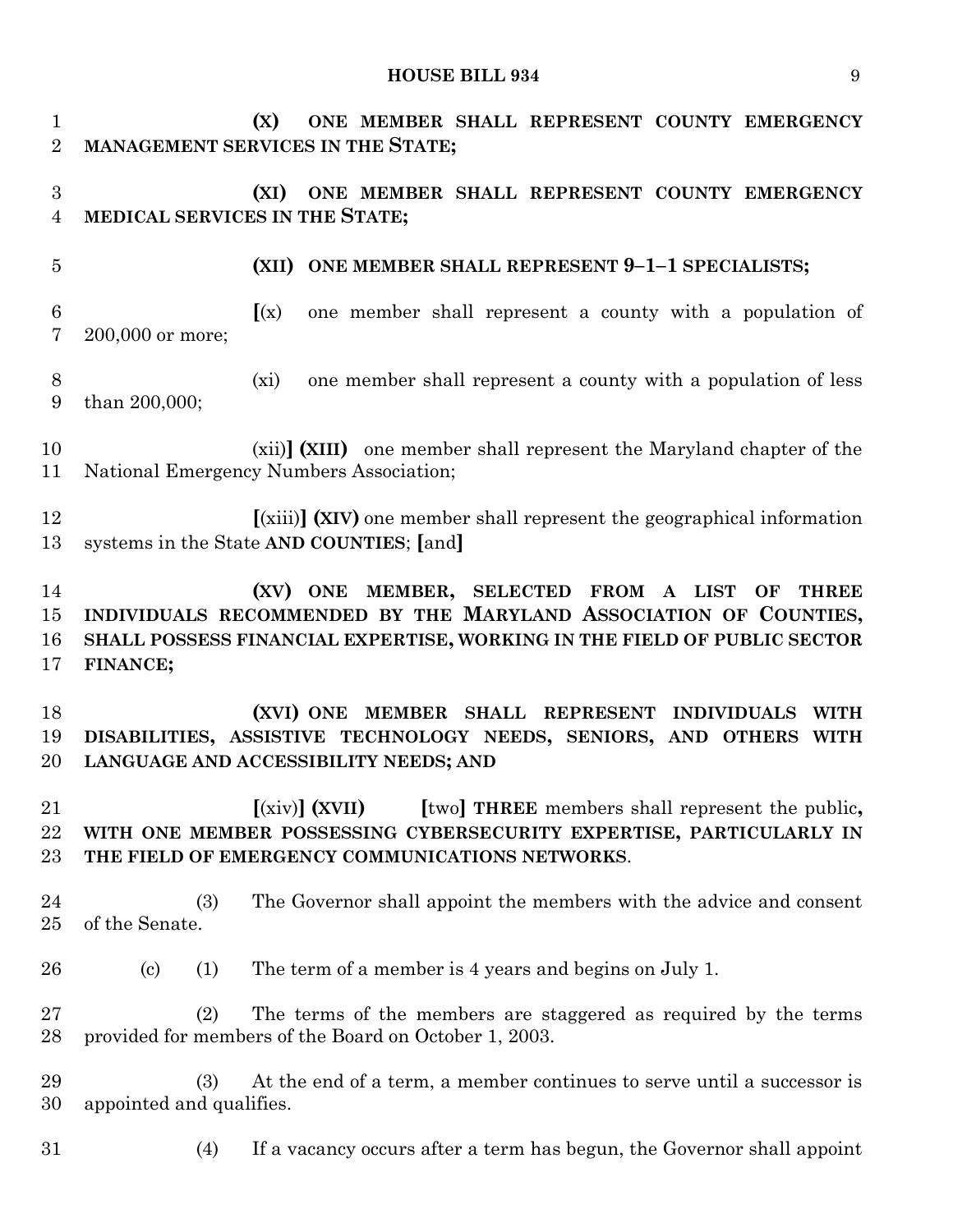**(X) ONE MEMBER SHALL REPRESENT COUNTY EMERGENCY MANAGEMENT SERVICES IN THE STATE;**

**(XI) ONE MEMBER SHALL REPRESENT COUNTY EMERGENCY MEDICAL SERVICES IN THE STATE;**

**(XII) ONE MEMBER SHALL REPRESENT 9–1–1 SPECIALISTS;**

**[**(x) one member shall represent a county with a population of 200,000 or more;

(xi) one member shall represent a county with a population of less than 200,000;

(xii)**] (XIII)** one member shall represent the Maryland chapter of the National Emergency Numbers Association;

**[**(xiii)**] (XIV)** one member shall represent the geographical information systems in the State **AND COUNTIES**; **[**and**]**

**(XV) ONE MEMBER, SELECTED FROM A LIST OF THREE INDIVIDUALS RECOMMENDED BY THE MARYLAND ASSOCIATION OF COUNTIES, SHALL POSSESS FINANCIAL EXPERTISE, WORKING IN THE FIELD OF PUBLIC SECTOR FINANCE;**

**(XVI) ONE MEMBER SHALL REPRESENT INDIVIDUALS WITH DISABILITIES, ASSISTIVE TECHNOLOGY NEEDS, SENIORS, AND OTHERS WITH LANGUAGE AND ACCESSIBILITY NEEDS; AND**

**[**(xiv)**] (XVII)** **[**two**] THREE** members shall represent the public**, WITH ONE MEMBER POSSESSING CYBERSECURITY EXPERTISE, PARTICULARLY IN THE FIELD OF EMERGENCY COMMUNICATIONS NETWORKS**.

(3) The Governor shall appoint the members with the advice and consent of the Senate.

(c) (1) The term of a member is 4 years and begins on July 1.

(2) The terms of the members are staggered as required by the terms provided for members of the Board on October 1, 2003.

(3) At the end of a term, a member continues to serve until a successor is appointed and qualifies.

(4) If a vacancy occurs after a term has begun, the Governor shall appoint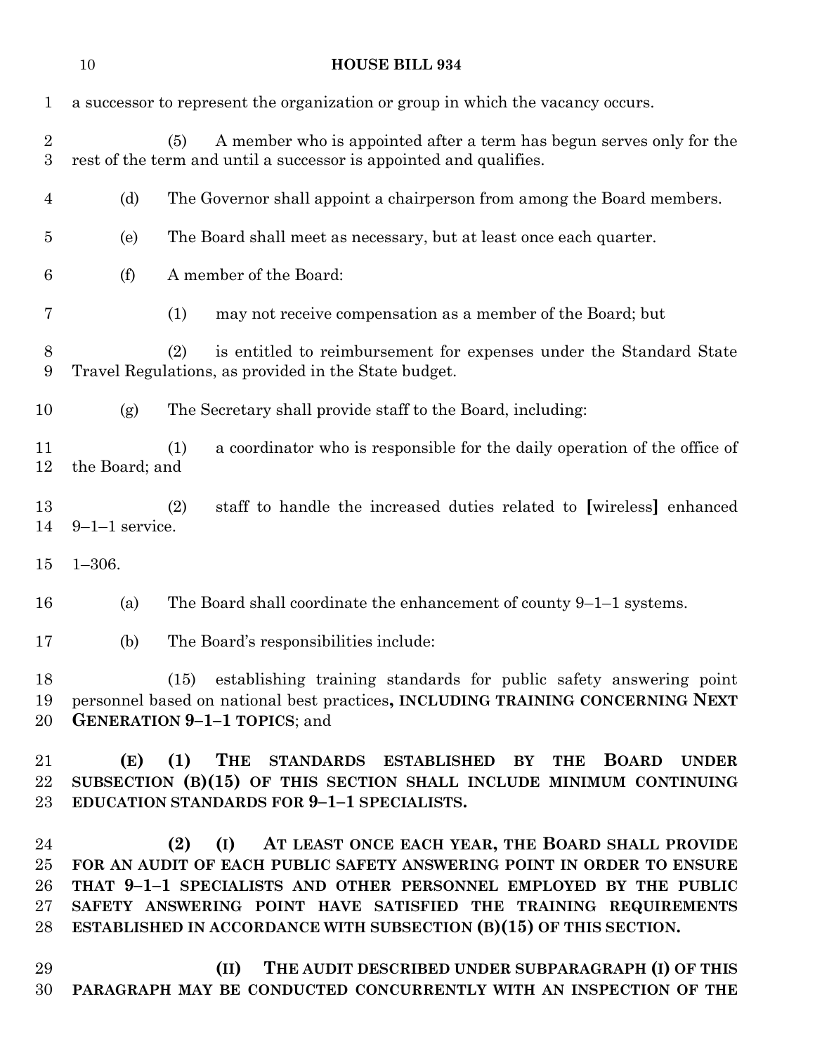a successor to represent the organization or group in which the vacancy occurs.

(5) A member who is appointed after a term has begun serves only for the rest of the term and until a successor is appointed and qualifies.

(d) The Governor shall appoint a chairperson from among the Board members.

(e) The Board shall meet as necessary, but at least once each quarter.

(f) A member of the Board:

(1) may not receive compensation as a member of the Board; but

(2) is entitled to reimbursement for expenses under the Standard State Travel Regulations, as provided in the State budget.

(g) The Secretary shall provide staff to the Board, including:

(1) a coordinator who is responsible for the daily operation of the office of the Board; and

(2) staff to handle the increased duties related to **[**wireless**]** enhanced 9–1–1 service.

1–306.

(a) The Board shall coordinate the enhancement of county 9–1–1 systems.

(b) The Board's responsibilities include:

(15) establishing training standards for public safety answering point personnel based on national best practices**, INCLUDING TRAINING CONCERNING NEXT GENERATION 9–1–1 TOPICS**; and

**(E) (1) THE STANDARDS ESTABLISHED BY THE BOARD UNDER SUBSECTION (B)(15) OF THIS SECTION SHALL INCLUDE MINIMUM CONTINUING EDUCATION STANDARDS FOR 9–1–1 SPECIALISTS.**

**(2) (I) AT LEAST ONCE EACH YEAR, THE BOARD SHALL PROVIDE FOR AN AUDIT OF EACH PUBLIC SAFETY ANSWERING POINT IN ORDER TO ENSURE THAT 9–1–1 SPECIALISTS AND OTHER PERSONNEL EMPLOYED BY THE PUBLIC SAFETY ANSWERING POINT HAVE SATISFIED THE TRAINING REQUIREMENTS ESTABLISHED IN ACCORDANCE WITH SUBSECTION (B)(15) OF THIS SECTION.**

**(II) THE AUDIT DESCRIBED UNDER SUBPARAGRAPH (I) OF THIS PARAGRAPH MAY BE CONDUCTED CONCURRENTLY WITH AN INSPECTION OF THE**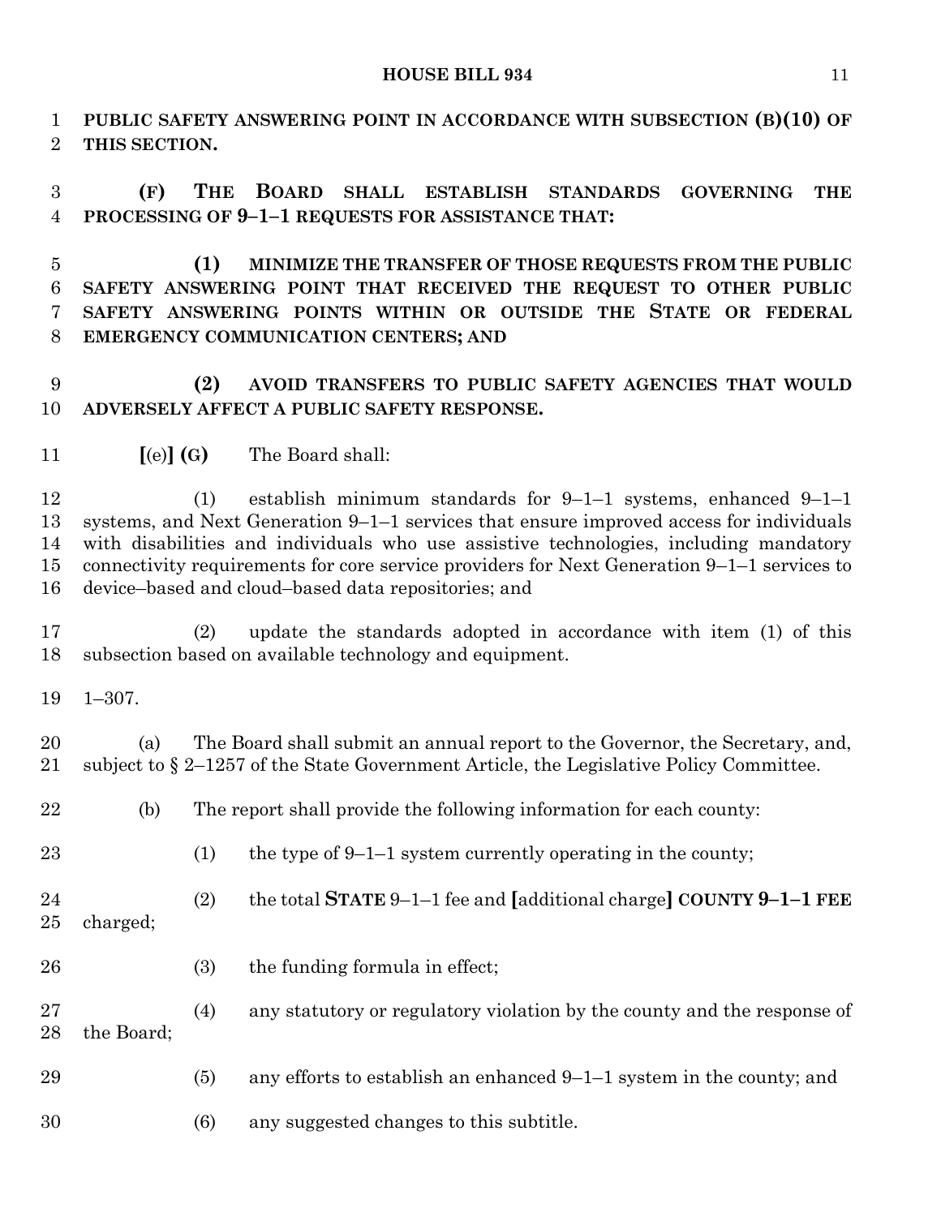**PUBLIC SAFETY ANSWERING POINT IN ACCORDANCE WITH SUBSECTION (B)(10) OF THIS SECTION.**

**(F) THE BOARD SHALL ESTABLISH STANDARDS GOVERNING THE PROCESSING OF 9–1–1 REQUESTS FOR ASSISTANCE THAT:**

**(1) MINIMIZE THE TRANSFER OF THOSE REQUESTS FROM THE PUBLIC SAFETY ANSWERING POINT THAT RECEIVED THE REQUEST TO OTHER PUBLIC SAFETY ANSWERING POINTS WITHIN OR OUTSIDE THE STATE OR FEDERAL EMERGENCY COMMUNICATION CENTERS; AND**

**(2) AVOID TRANSFERS TO PUBLIC SAFETY AGENCIES THAT WOULD ADVERSELY AFFECT A PUBLIC SAFETY RESPONSE.**

**[**(e)**] (G)** The Board shall:

(1) establish minimum standards for 9–1–1 systems, enhanced 9–1–1 systems, and Next Generation 9–1–1 services that ensure improved access for individuals with disabilities and individuals who use assistive technologies, including mandatory connectivity requirements for core service providers for Next Generation 9–1–1 services to device–based and cloud–based data repositories; and

(2) update the standards adopted in accordance with item (1) of this subsection based on available technology and equipment.

1–307.

(a) The Board shall submit an annual report to the Governor, the Secretary, and, subject to § 2–1257 of the State Government Article, the Legislative Policy Committee.

(b) The report shall provide the following information for each county:

(1) the type of 9–1–1 system currently operating in the county;

(2) the total **STATE** 9–1–1 fee and **[**additional charge**] COUNTY 9–1–1 FEE** charged;

(3) the funding formula in effect;

(4) any statutory or regulatory violation by the county and the response of the Board;

(5) any efforts to establish an enhanced 9–1–1 system in the county; and

(6) any suggested changes to this subtitle.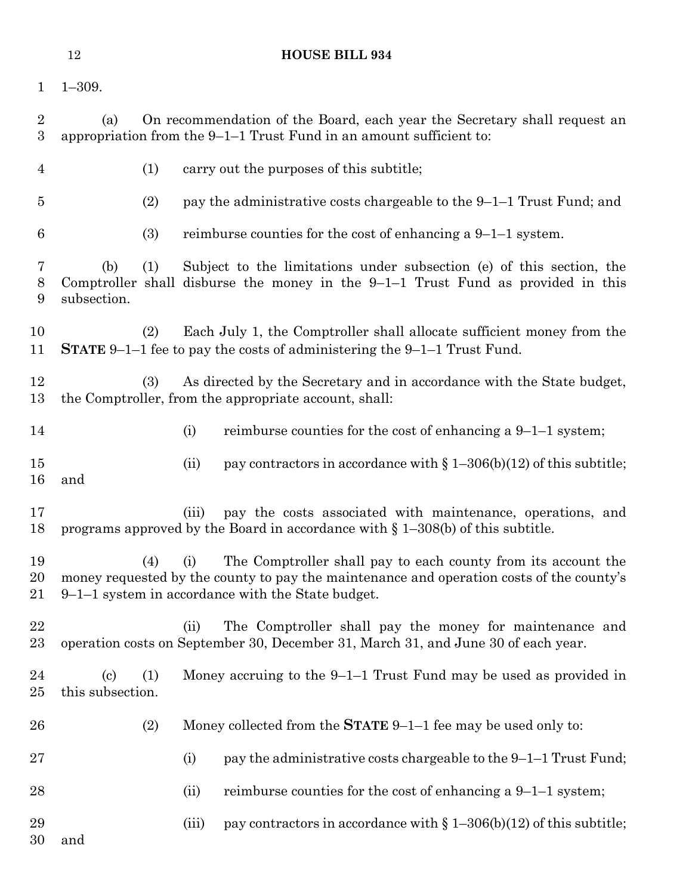1–309.

(a) On recommendation of the Board, each year the Secretary shall request an appropriation from the 9–1–1 Trust Fund in an amount sufficient to:

(1) carry out the purposes of this subtitle;

(2) pay the administrative costs chargeable to the 9–1–1 Trust Fund; and

(3) reimburse counties for the cost of enhancing a 9–1–1 system.

(b) (1) Subject to the limitations under subsection (e) of this section, the Comptroller shall disburse the money in the 9–1–1 Trust Fund as provided in this subsection.

(2) Each July 1, the Comptroller shall allocate sufficient money from the **STATE** 9–1–1 fee to pay the costs of administering the 9–1–1 Trust Fund.

(3) As directed by the Secretary and in accordance with the State budget, the Comptroller, from the appropriate account, shall:

(i) reimburse counties for the cost of enhancing a 9–1–1 system;

(ii) pay contractors in accordance with § 1–306(b)(12) of this subtitle; and

(iii) pay the costs associated with maintenance, operations, and programs approved by the Board in accordance with § 1–308(b) of this subtitle.

(4) (i) The Comptroller shall pay to each county from its account the money requested by the county to pay the maintenance and operation costs of the county's 9–1–1 system in accordance with the State budget.

(ii) The Comptroller shall pay the money for maintenance and operation costs on September 30, December 31, March 31, and June 30 of each year.

(c) (1) Money accruing to the 9–1–1 Trust Fund may be used as provided in this subsection.

(2) Money collected from the **STATE** 9–1–1 fee may be used only to:

(i) pay the administrative costs chargeable to the 9–1–1 Trust Fund;

(ii) reimburse counties for the cost of enhancing a 9–1–1 system;

(iii) pay contractors in accordance with § 1–306(b)(12) of this subtitle; and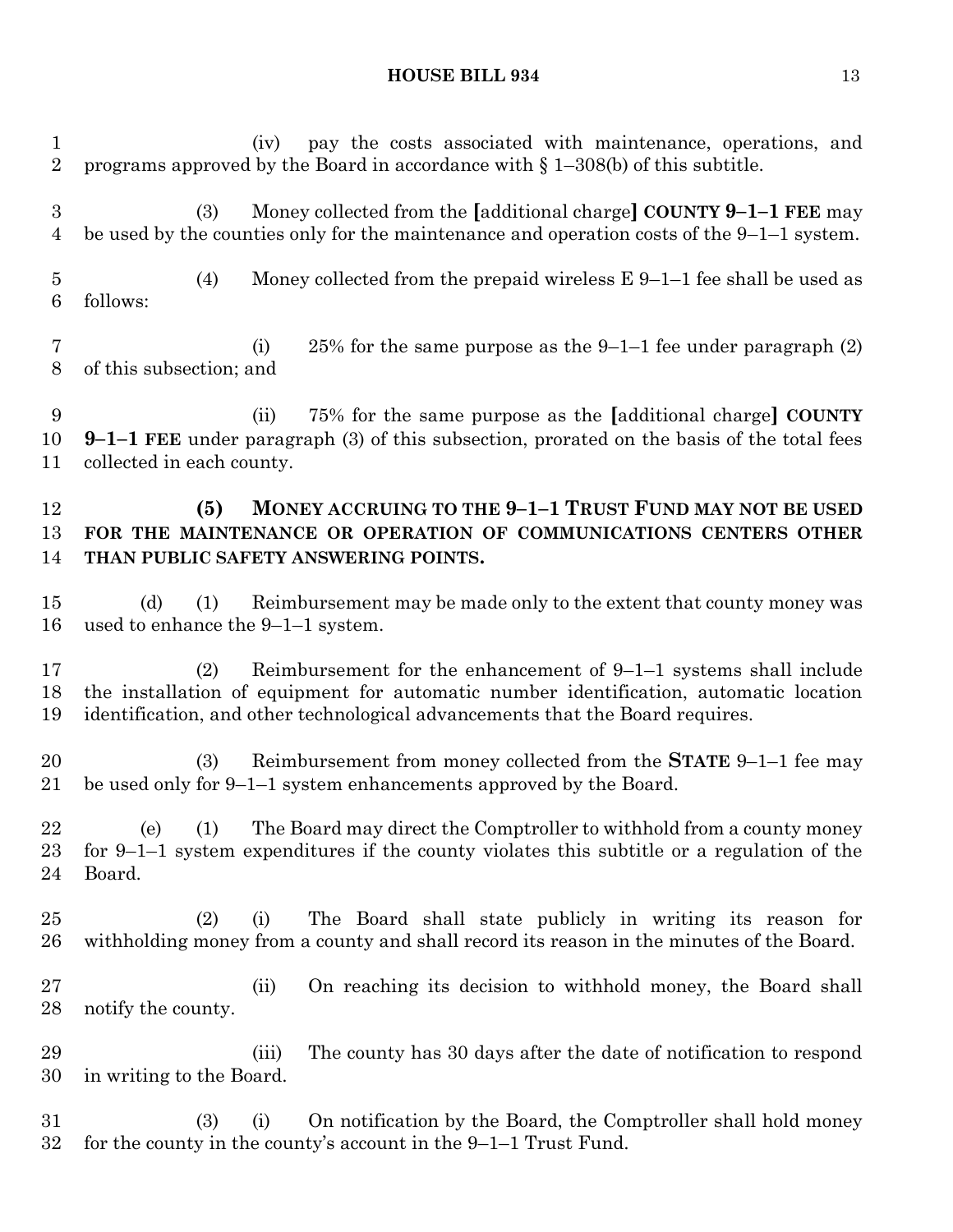(iv) pay the costs associated with maintenance, operations, and programs approved by the Board in accordance with § 1–308(b) of this subtitle.

(3) Money collected from the [additional charge] **COUNTY 9–1–1 FEE** may be used by the counties only for the maintenance and operation costs of the 9–1–1 system.

(4) Money collected from the prepaid wireless E 9–1–1 fee shall be used as follows:

(i) 25% for the same purpose as the 9–1–1 fee under paragraph (2) of this subsection; and

(ii) 75% for the same purpose as the [additional charge] **COUNTY 9–1–1 FEE** under paragraph (3) of this subsection, prorated on the basis of the total fees collected in each county.

**(5) MONEY ACCRUING TO THE 9–1–1 TRUST FUND MAY NOT BE USED FOR THE MAINTENANCE OR OPERATION OF COMMUNICATIONS CENTERS OTHER THAN PUBLIC SAFETY ANSWERING POINTS.**

(d) (1) Reimbursement may be made only to the extent that county money was used to enhance the 9–1–1 system.

(2) Reimbursement for the enhancement of 9–1–1 systems shall include the installation of equipment for automatic number identification, automatic location identification, and other technological advancements that the Board requires.

(3) Reimbursement from money collected from the **STATE** 9–1–1 fee may be used only for 9–1–1 system enhancements approved by the Board.

(e) (1) The Board may direct the Comptroller to withhold from a county money for 9–1–1 system expenditures if the county violates this subtitle or a regulation of the Board.

(2) (i) The Board shall state publicly in writing its reason for withholding money from a county and shall record its reason in the minutes of the Board.

(ii) On reaching its decision to withhold money, the Board shall notify the county.

(iii) The county has 30 days after the date of notification to respond in writing to the Board.

(3) (i) On notification by the Board, the Comptroller shall hold money for the county in the county's account in the 9–1–1 Trust Fund.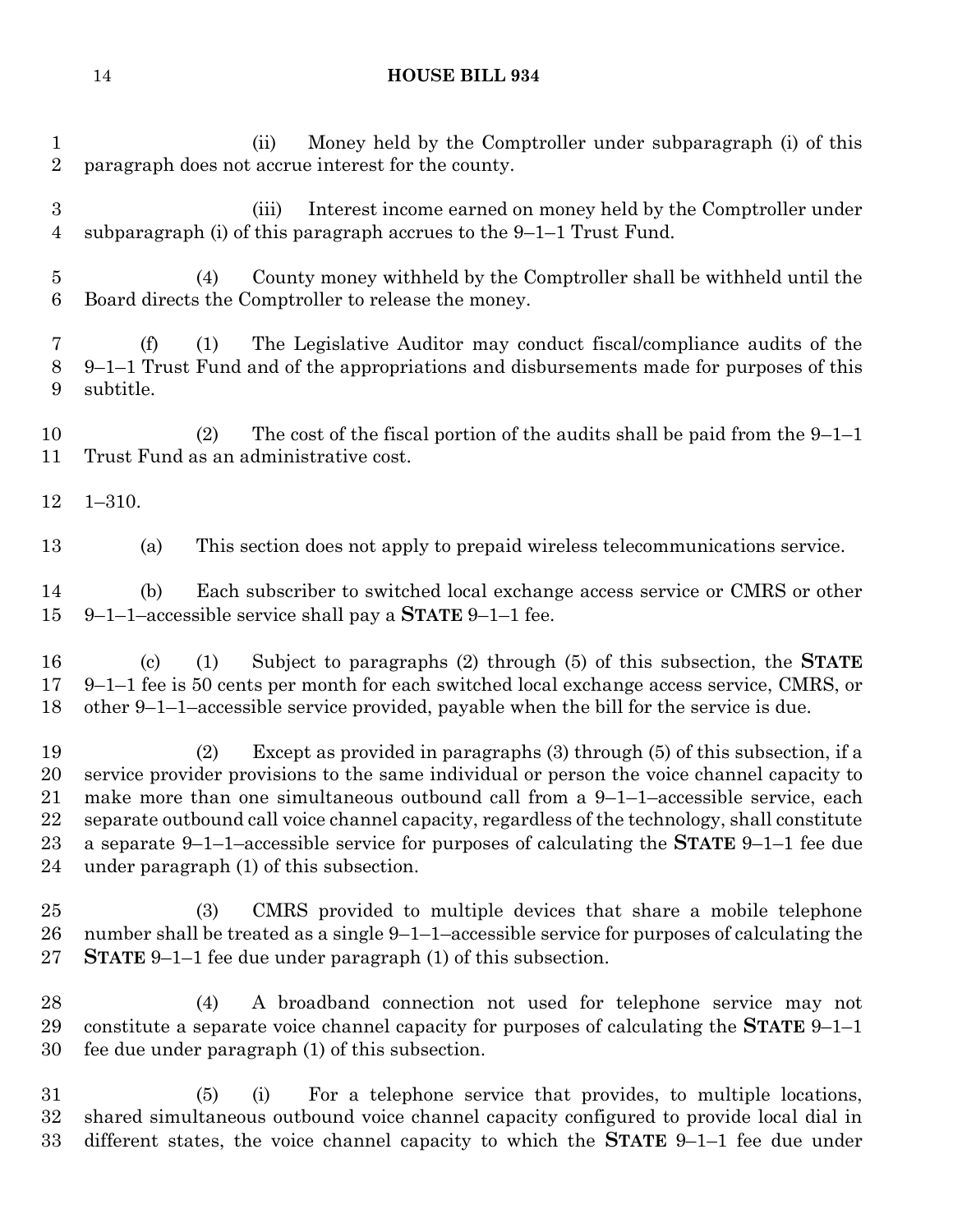(ii) Money held by the Comptroller under subparagraph (i) of this paragraph does not accrue interest for the county.

(iii) Interest income earned on money held by the Comptroller under subparagraph (i) of this paragraph accrues to the 9–1–1 Trust Fund.

(4) County money withheld by the Comptroller shall be withheld until the Board directs the Comptroller to release the money.

(f) (1) The Legislative Auditor may conduct fiscal/compliance audits of the 9–1–1 Trust Fund and of the appropriations and disbursements made for purposes of this subtitle.

(2) The cost of the fiscal portion of the audits shall be paid from the 9–1–1 Trust Fund as an administrative cost.

1–310.

(a) This section does not apply to prepaid wireless telecommunications service.

(b) Each subscriber to switched local exchange access service or CMRS or other 9–1–1–accessible service shall pay a **STATE** 9–1–1 fee.

(c) (1) Subject to paragraphs (2) through (5) of this subsection, the **STATE** 9–1–1 fee is 50 cents per month for each switched local exchange access service, CMRS, or other 9–1–1–accessible service provided, payable when the bill for the service is due.

(2) Except as provided in paragraphs (3) through (5) of this subsection, if a service provider provisions to the same individual or person the voice channel capacity to make more than one simultaneous outbound call from a 9–1–1–accessible service, each separate outbound call voice channel capacity, regardless of the technology, shall constitute a separate 9–1–1–accessible service for purposes of calculating the **STATE** 9–1–1 fee due under paragraph (1) of this subsection.

(3) CMRS provided to multiple devices that share a mobile telephone number shall be treated as a single 9–1–1–accessible service for purposes of calculating the **STATE** 9–1–1 fee due under paragraph (1) of this subsection.

(4) A broadband connection not used for telephone service may not constitute a separate voice channel capacity for purposes of calculating the **STATE** 9–1–1 fee due under paragraph (1) of this subsection.

(5) (i) For a telephone service that provides, to multiple locations, shared simultaneous outbound voice channel capacity configured to provide local dial in different states, the voice channel capacity to which the **STATE** 9–1–1 fee due under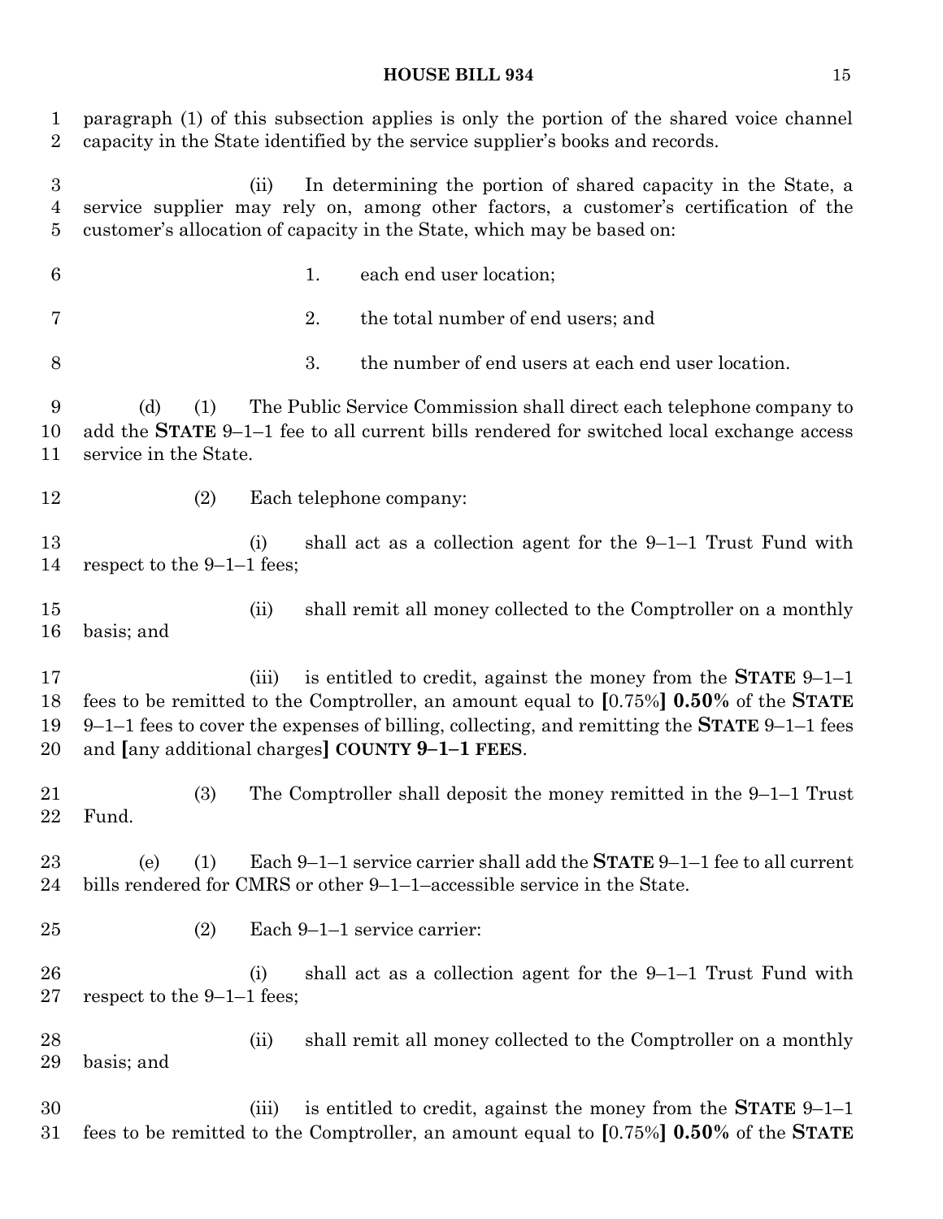paragraph (1) of this subsection applies is only the portion of the shared voice channel capacity in the State identified by the service supplier's books and records.

(ii) In determining the portion of shared capacity in the State, a service supplier may rely on, among other factors, a customer's certification of the customer's allocation of capacity in the State, which may be based on:

1. each end user location;

2. the total number of end users; and

3. the number of end users at each end user location.

(d) (1) The Public Service Commission shall direct each telephone company to add the **STATE** 9–1–1 fee to all current bills rendered for switched local exchange access service in the State.

(2) Each telephone company:

(i) shall act as a collection agent for the 9–1–1 Trust Fund with respect to the 9–1–1 fees;

(ii) shall remit all money collected to the Comptroller on a monthly basis; and

(iii) is entitled to credit, against the money from the **STATE** 9–1–1 fees to be remitted to the Comptroller, an amount equal to **[**0.75%**] 0.50%** of the **STATE** 9–1–1 fees to cover the expenses of billing, collecting, and remitting the **STATE** 9–1–1 fees and **[**any additional charges**] COUNTY 9–1–1 FEES**.

(3) The Comptroller shall deposit the money remitted in the 9–1–1 Trust Fund.

(e) (1) Each 9–1–1 service carrier shall add the **STATE** 9–1–1 fee to all current bills rendered for CMRS or other 9–1–1–accessible service in the State.

(2) Each 9–1–1 service carrier:

(i) shall act as a collection agent for the 9–1–1 Trust Fund with respect to the 9–1–1 fees;

(ii) shall remit all money collected to the Comptroller on a monthly basis; and

(iii) is entitled to credit, against the money from the **STATE** 9–1–1 fees to be remitted to the Comptroller, an amount equal to **[**0.75%**] 0.50%** of the **STATE**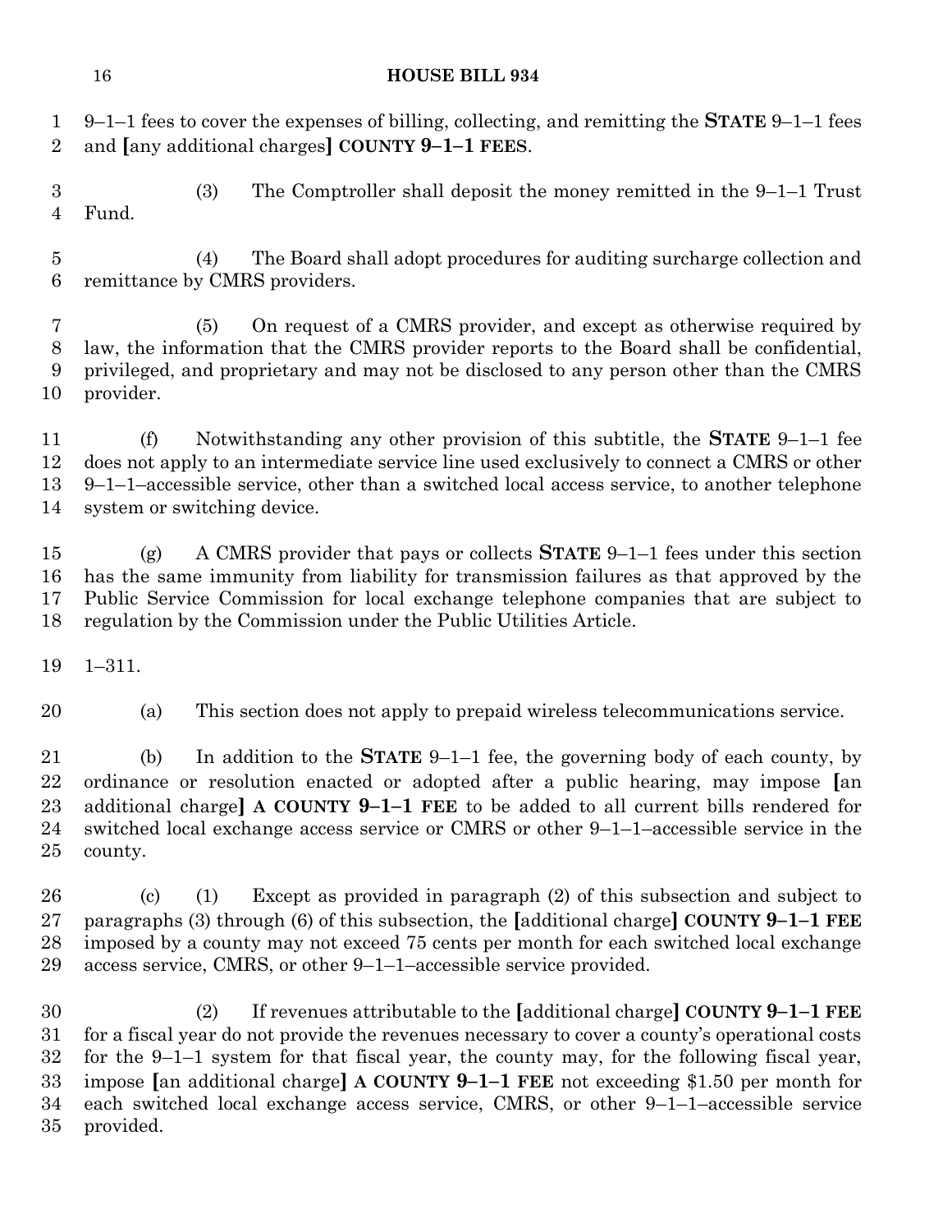9–1–1 fees to cover the expenses of billing, collecting, and remitting the **STATE** 9–1–1 fees and **[**any additional charges**]** **COUNTY 9–1–1 FEES**.

(3) The Comptroller shall deposit the money remitted in the 9–1–1 Trust Fund.

(4) The Board shall adopt procedures for auditing surcharge collection and remittance by CMRS providers.

(5) On request of a CMRS provider, and except as otherwise required by law, the information that the CMRS provider reports to the Board shall be confidential, privileged, and proprietary and may not be disclosed to any person other than the CMRS provider.

(f) Notwithstanding any other provision of this subtitle, the **STATE** 9–1–1 fee does not apply to an intermediate service line used exclusively to connect a CMRS or other 9–1–1–accessible service, other than a switched local access service, to another telephone system or switching device.

(g) A CMRS provider that pays or collects **STATE** 9–1–1 fees under this section has the same immunity from liability for transmission failures as that approved by the Public Service Commission for local exchange telephone companies that are subject to regulation by the Commission under the Public Utilities Article.

1–311.

(a) This section does not apply to prepaid wireless telecommunications service.

(b) In addition to the **STATE** 9–1–1 fee, the governing body of each county, by ordinance or resolution enacted or adopted after a public hearing, may impose **[**an additional charge**]** **A COUNTY 9–1–1 FEE** to be added to all current bills rendered for switched local exchange access service or CMRS or other 9–1–1–accessible service in the county.

(c) (1) Except as provided in paragraph (2) of this subsection and subject to paragraphs (3) through (6) of this subsection, the **[**additional charge**]** **COUNTY 9–1–1 FEE** imposed by a county may not exceed 75 cents per month for each switched local exchange access service, CMRS, or other 9–1–1–accessible service provided.

(2) If revenues attributable to the **[**additional charge**]** **COUNTY 9–1–1 FEE** for a fiscal year do not provide the revenues necessary to cover a county's operational costs for the 9–1–1 system for that fiscal year, the county may, for the following fiscal year, impose **[**an additional charge**]** **A COUNTY 9–1–1 FEE** not exceeding $1.50 per month for each switched local exchange access service, CMRS, or other 9–1–1–accessible service provided.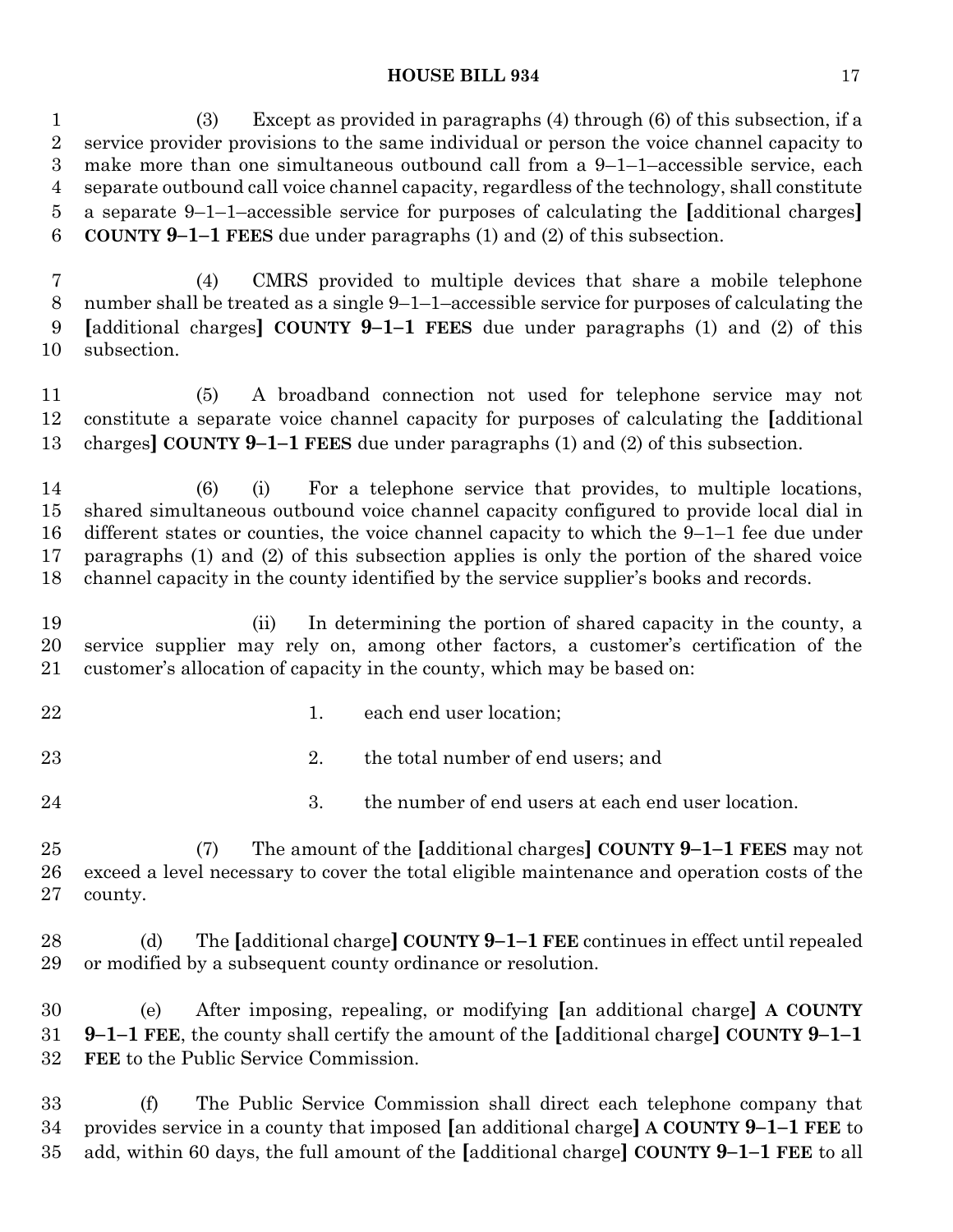(3) Except as provided in paragraphs (4) through (6) of this subsection, if a service provider provisions to the same individual or person the voice channel capacity to make more than one simultaneous outbound call from a 9–1–1–accessible service, each separate outbound call voice channel capacity, regardless of the technology, shall constitute a separate 9–1–1–accessible service for purposes of calculating the [additional charges] **COUNTY 9–1–1 FEES** due under paragraphs (1) and (2) of this subsection.

(4) CMRS provided to multiple devices that share a mobile telephone number shall be treated as a single 9–1–1–accessible service for purposes of calculating the [additional charges] **COUNTY 9–1–1 FEES** due under paragraphs (1) and (2) of this subsection.

(5) A broadband connection not used for telephone service may not constitute a separate voice channel capacity for purposes of calculating the [additional charges] **COUNTY 9–1–1 FEES** due under paragraphs (1) and (2) of this subsection.

(6) (i) For a telephone service that provides, to multiple locations, shared simultaneous outbound voice channel capacity configured to provide local dial in different states or counties, the voice channel capacity to which the 9–1–1 fee due under paragraphs (1) and (2) of this subsection applies is only the portion of the shared voice channel capacity in the county identified by the service supplier's books and records.

(ii) In determining the portion of shared capacity in the county, a service supplier may rely on, among other factors, a customer's certification of the customer's allocation of capacity in the county, which may be based on:

1. each end user location;

2. the total number of end users; and

3. the number of end users at each end user location.

(7) The amount of the [additional charges] **COUNTY 9–1–1 FEES** may not exceed a level necessary to cover the total eligible maintenance and operation costs of the county.

(d) The [additional charge] **COUNTY 9–1–1 FEE** continues in effect until repealed or modified by a subsequent county ordinance or resolution.

(e) After imposing, repealing, or modifying [an additional charge] **A COUNTY 9–1–1 FEE**, the county shall certify the amount of the [additional charge] **COUNTY 9–1–1 FEE** to the Public Service Commission.

(f) The Public Service Commission shall direct each telephone company that provides service in a county that imposed [an additional charge] **A COUNTY 9–1–1 FEE** to add, within 60 days, the full amount of the [additional charge] **COUNTY 9–1–1 FEE** to all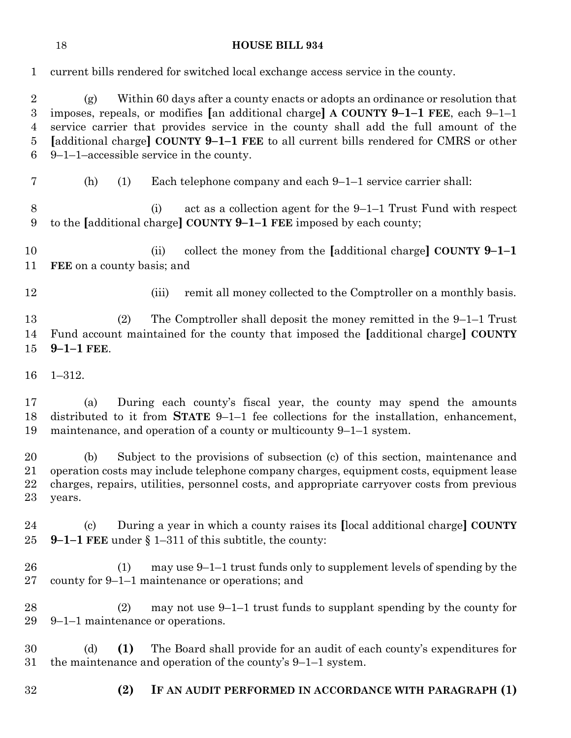current bills rendered for switched local exchange access service in the county.

(g) Within 60 days after a county enacts or adopts an ordinance or resolution that imposes, repeals, or modifies [an additional charge] **A COUNTY 9–1–1 FEE**, each 9–1–1 service carrier that provides service in the county shall add the full amount of the [additional charge] **COUNTY 9–1–1 FEE** to all current bills rendered for CMRS or other 9–1–1–accessible service in the county.

(h) (1) Each telephone company and each 9–1–1 service carrier shall:

(i) act as a collection agent for the 9–1–1 Trust Fund with respect to the [additional charge] **COUNTY 9–1–1 FEE** imposed by each county;

(ii) collect the money from the [additional charge] **COUNTY 9–1–1 FEE** on a county basis; and

(iii) remit all money collected to the Comptroller on a monthly basis.

(2) The Comptroller shall deposit the money remitted in the 9–1–1 Trust Fund account maintained for the county that imposed the [additional charge] **COUNTY 9–1–1 FEE**.

1–312.

(a) During each county's fiscal year, the county may spend the amounts distributed to it from **STATE** 9–1–1 fee collections for the installation, enhancement, maintenance, and operation of a county or multicounty 9–1–1 system.

(b) Subject to the provisions of subsection (c) of this section, maintenance and operation costs may include telephone company charges, equipment costs, equipment lease charges, repairs, utilities, personnel costs, and appropriate carryover costs from previous years.

(c) During a year in which a county raises its [local additional charge] **COUNTY 9–1–1 FEE** under § 1–311 of this subtitle, the county:

(1) may use 9–1–1 trust funds only to supplement levels of spending by the county for 9–1–1 maintenance or operations; and

(2) may not use 9–1–1 trust funds to supplant spending by the county for 9–1–1 maintenance or operations.

(d) **(1)** The Board shall provide for an audit of each county's expenditures for the maintenance and operation of the county's 9–1–1 system.

**(2) IF AN AUDIT PERFORMED IN ACCORDANCE WITH PARAGRAPH (1)**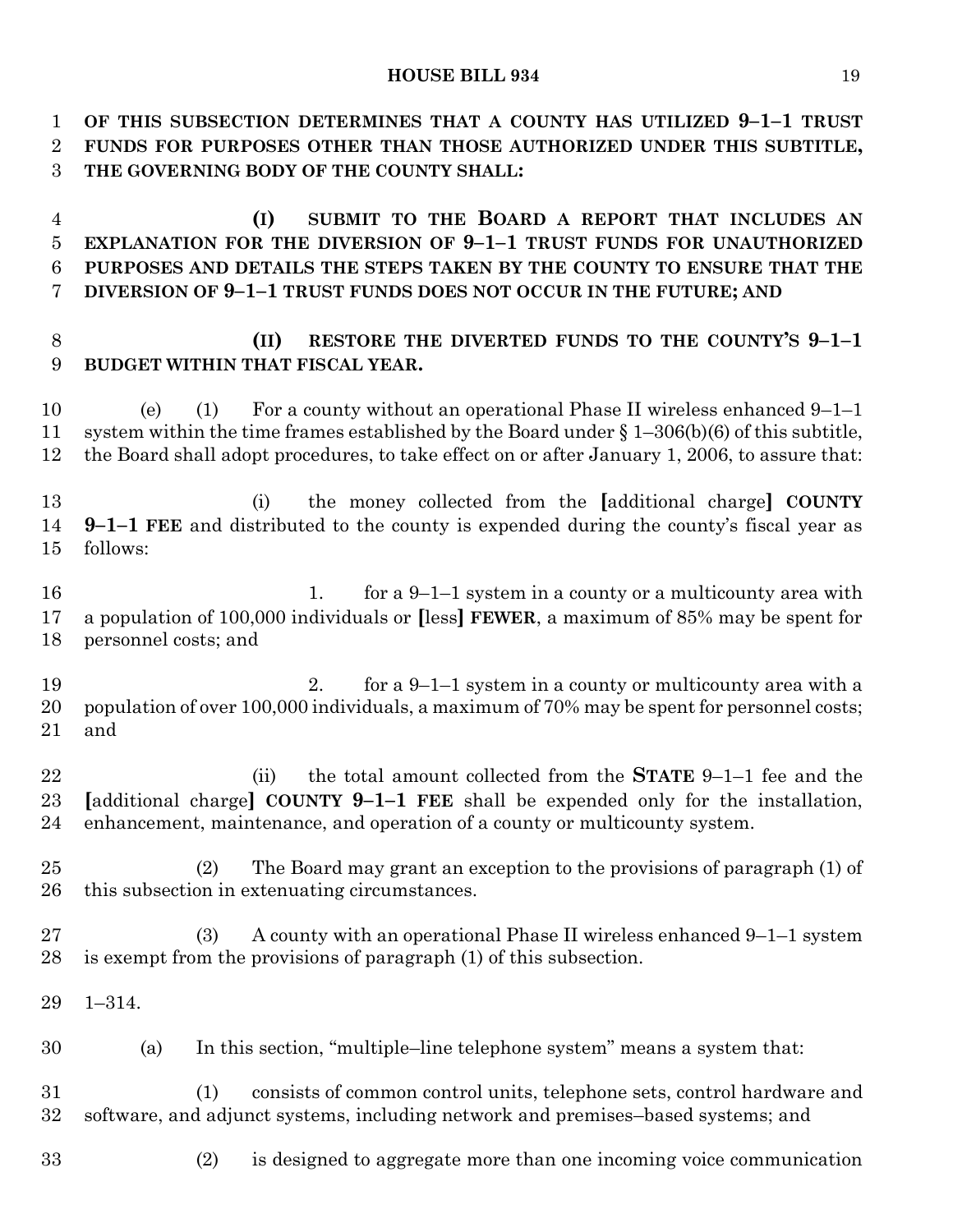**OF THIS SUBSECTION DETERMINES THAT A COUNTY HAS UTILIZED 9–1–1 TRUST FUNDS FOR PURPOSES OTHER THAN THOSE AUTHORIZED UNDER THIS SUBTITLE, THE GOVERNING BODY OF THE COUNTY SHALL:**

**(I) SUBMIT TO THE BOARD A REPORT THAT INCLUDES AN EXPLANATION FOR THE DIVERSION OF 9–1–1 TRUST FUNDS FOR UNAUTHORIZED PURPOSES AND DETAILS THE STEPS TAKEN BY THE COUNTY TO ENSURE THAT THE DIVERSION OF 9–1–1 TRUST FUNDS DOES NOT OCCUR IN THE FUTURE; AND**

**(II) RESTORE THE DIVERTED FUNDS TO THE COUNTY'S 9–1–1 BUDGET WITHIN THAT FISCAL YEAR.**

(e) (1) For a county without an operational Phase II wireless enhanced 9–1–1 system within the time frames established by the Board under § 1–306(b)(6) of this subtitle, the Board shall adopt procedures, to take effect on or after January 1, 2006, to assure that:

(i) the money collected from the **[**additional charge**]** **COUNTY 9–1–1 FEE** and distributed to the county is expended during the county's fiscal year as follows:

1. for a 9–1–1 system in a county or a multicounty area with a population of 100,000 individuals or **[**less**]** **FEWER**, a maximum of 85% may be spent for personnel costs; and

2. for a 9–1–1 system in a county or multicounty area with a population of over 100,000 individuals, a maximum of 70% may be spent for personnel costs; and

(ii) the total amount collected from the **STATE** 9–1–1 fee and the **[**additional charge**]** **COUNTY 9–1–1 FEE** shall be expended only for the installation, enhancement, maintenance, and operation of a county or multicounty system.

(2) The Board may grant an exception to the provisions of paragraph (1) of this subsection in extenuating circumstances.

(3) A county with an operational Phase II wireless enhanced 9–1–1 system is exempt from the provisions of paragraph (1) of this subsection.

1–314.

(a) In this section, "multiple–line telephone system" means a system that:

(1) consists of common control units, telephone sets, control hardware and software, and adjunct systems, including network and premises–based systems; and

(2) is designed to aggregate more than one incoming voice communication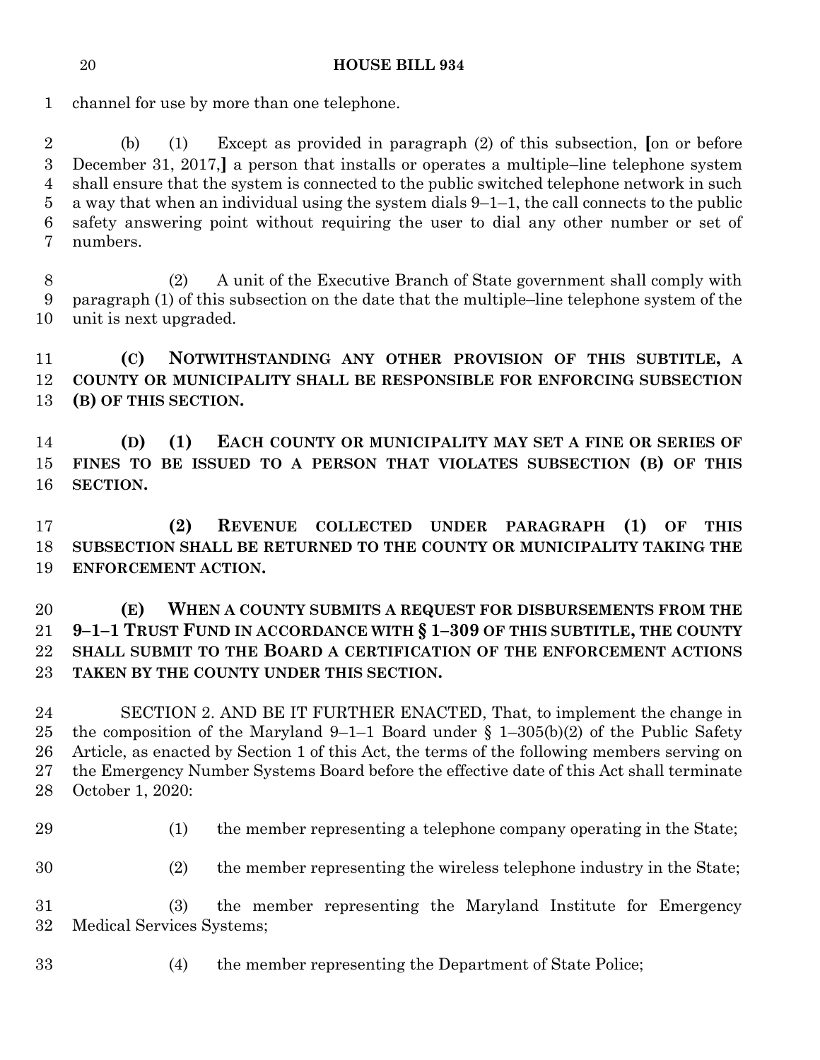channel for use by more than one telephone.

(b) (1) Except as provided in paragraph (2) of this subsection, [on or before December 31, 2017,] a person that installs or operates a multiple–line telephone system shall ensure that the system is connected to the public switched telephone network in such a way that when an individual using the system dials 9–1–1, the call connects to the public safety answering point without requiring the user to dial any other number or set of numbers.

(2) A unit of the Executive Branch of State government shall comply with paragraph (1) of this subsection on the date that the multiple–line telephone system of the unit is next upgraded.

**(C) NOTWITHSTANDING ANY OTHER PROVISION OF THIS SUBTITLE, A COUNTY OR MUNICIPALITY SHALL BE RESPONSIBLE FOR ENFORCING SUBSECTION (B) OF THIS SECTION.**

**(D) (1) EACH COUNTY OR MUNICIPALITY MAY SET A FINE OR SERIES OF FINES TO BE ISSUED TO A PERSON THAT VIOLATES SUBSECTION (B) OF THIS SECTION.**

**(2) REVENUE COLLECTED UNDER PARAGRAPH (1) OF THIS SUBSECTION SHALL BE RETURNED TO THE COUNTY OR MUNICIPALITY TAKING THE ENFORCEMENT ACTION.**

**(E) WHEN A COUNTY SUBMITS A REQUEST FOR DISBURSEMENTS FROM THE 9–1–1 TRUST FUND IN ACCORDANCE WITH § 1–309 OF THIS SUBTITLE, THE COUNTY SHALL SUBMIT TO THE BOARD A CERTIFICATION OF THE ENFORCEMENT ACTIONS TAKEN BY THE COUNTY UNDER THIS SECTION.**

SECTION 2. AND BE IT FURTHER ENACTED, That, to implement the change in the composition of the Maryland 9–1–1 Board under § 1–305(b)(2) of the Public Safety Article, as enacted by Section 1 of this Act, the terms of the following members serving on the Emergency Number Systems Board before the effective date of this Act shall terminate October 1, 2020:

(1) the member representing a telephone company operating in the State;

(2) the member representing the wireless telephone industry in the State;

(3) the member representing the Maryland Institute for Emergency Medical Services Systems;

(4) the member representing the Department of State Police;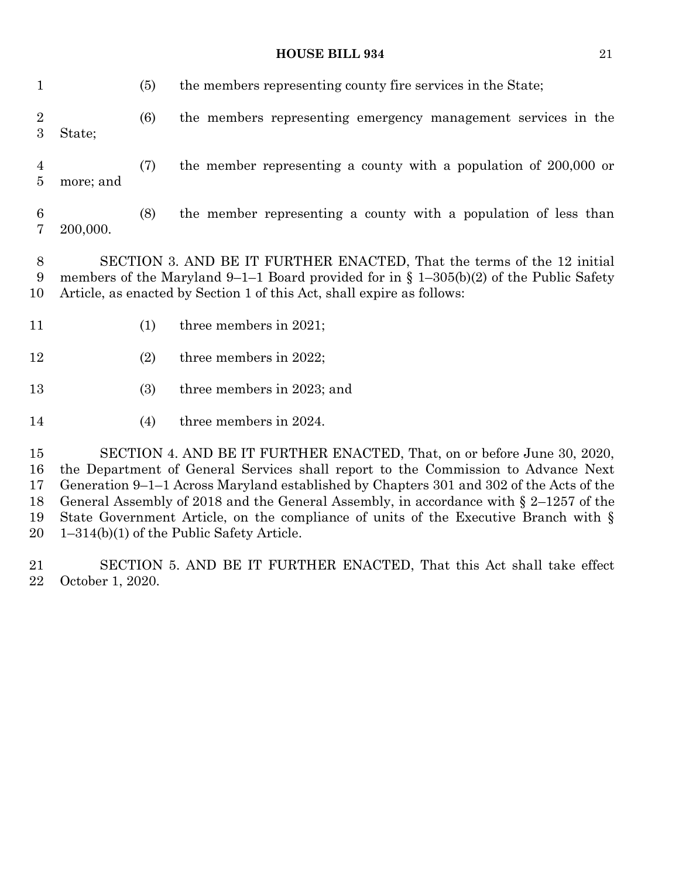(5) the members representing county fire services in the State;

(6) the members representing emergency management services in the State;

(7) the member representing a county with a population of 200,000 or more; and

(8) the member representing a county with a population of less than 200,000.

SECTION 3. AND BE IT FURTHER ENACTED, That the terms of the 12 initial members of the Maryland 9–1–1 Board provided for in § 1–305(b)(2) of the Public Safety Article, as enacted by Section 1 of this Act, shall expire as follows:

(1) three members in 2021;

(2) three members in 2022;

(3) three members in 2023; and

(4) three members in 2024.

SECTION 4. AND BE IT FURTHER ENACTED, That, on or before June 30, 2020, the Department of General Services shall report to the Commission to Advance Next Generation 9–1–1 Across Maryland established by Chapters 301 and 302 of the Acts of the General Assembly of 2018 and the General Assembly, in accordance with § 2–1257 of the State Government Article, on the compliance of units of the Executive Branch with § 1–314(b)(1) of the Public Safety Article.

SECTION 5. AND BE IT FURTHER ENACTED, That this Act shall take effect October 1, 2020.